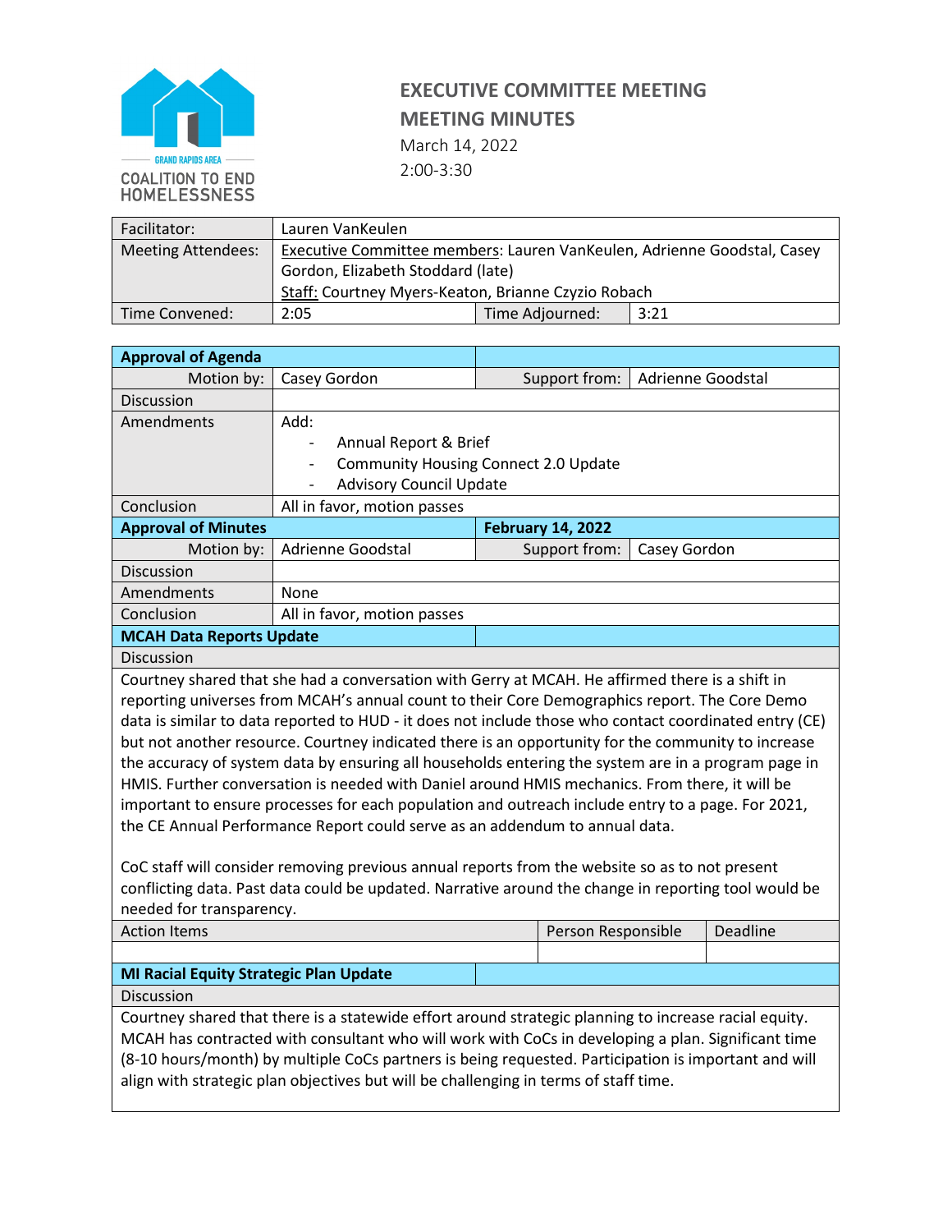GRAND RAPIDS AREA COALITION TO END HOMELESSNESS

# EXECUTIVE COMMITTEE MEETING

## MEETING MINUTES

March 14, 2022

2:00-3:30

| Facilitator: | Lauren VanKeulen | | |
|---|---|---|---|
| Meeting Attendees: | Executive Committee members: Lauren VanKeulen, Adrienne Goodstal, Casey Gordon, Elizabeth Stoddard (late)<br>Staff: Courtney Myers-Keaton, Brianne Czyzio Robach | | |
| Time Convened: | 2:05 | Time Adjourned: | 3:21 |

| **Approval of Agenda** | | | |
|---|---|---|---|
| Motion by: | Casey Gordon | Support from: | Adrienne Goodstal |
| Discussion | | | |
| Amendments | Add:<br>- Annual Report & Brief<br>- Community Housing Connect 2.0 Update<br>- Advisory Council Update | | |
| Conclusion | All in favor, motion passes | | |
| **Approval of Minutes** | | **February 14, 2022** | |
| Motion by: | Adrienne Goodstal | Support from: | Casey Gordon |
| Discussion | | | |
| Amendments | None | | |
| Conclusion | All in favor, motion passes | | |

### MCAH Data Reports Update

**Discussion**

Courtney shared that she had a conversation with Gerry at MCAH. He affirmed there is a shift in reporting universes from MCAH's annual count to their Core Demographics report. The Core Demo data is similar to data reported to HUD - it does not include those who contact coordinated entry (CE) but not another resource. Courtney indicated there is an opportunity for the community to increase the accuracy of system data by ensuring all households entering the system are in a program page in HMIS. Further conversation is needed with Daniel around HMIS mechanics. From there, it will be important to ensure processes for each population and outreach include entry to a page. For 2021, the CE Annual Performance Report could serve as an addendum to annual data.

CoC staff will consider removing previous annual reports from the website so as to not present conflicting data. Past data could be updated. Narrative around the change in reporting tool would be needed for transparency.

| Action Items | Person Responsible | Deadline |
|---|---|---|
| | | |

### MI Racial Equity Strategic Plan Update

**Discussion**

Courtney shared that there is a statewide effort around strategic planning to increase racial equity. MCAH has contracted with consultant who will work with CoCs in developing a plan. Significant time (8-10 hours/month) by multiple CoCs partners is being requested. Participation is important and will align with strategic plan objectives but will be challenging in terms of staff time.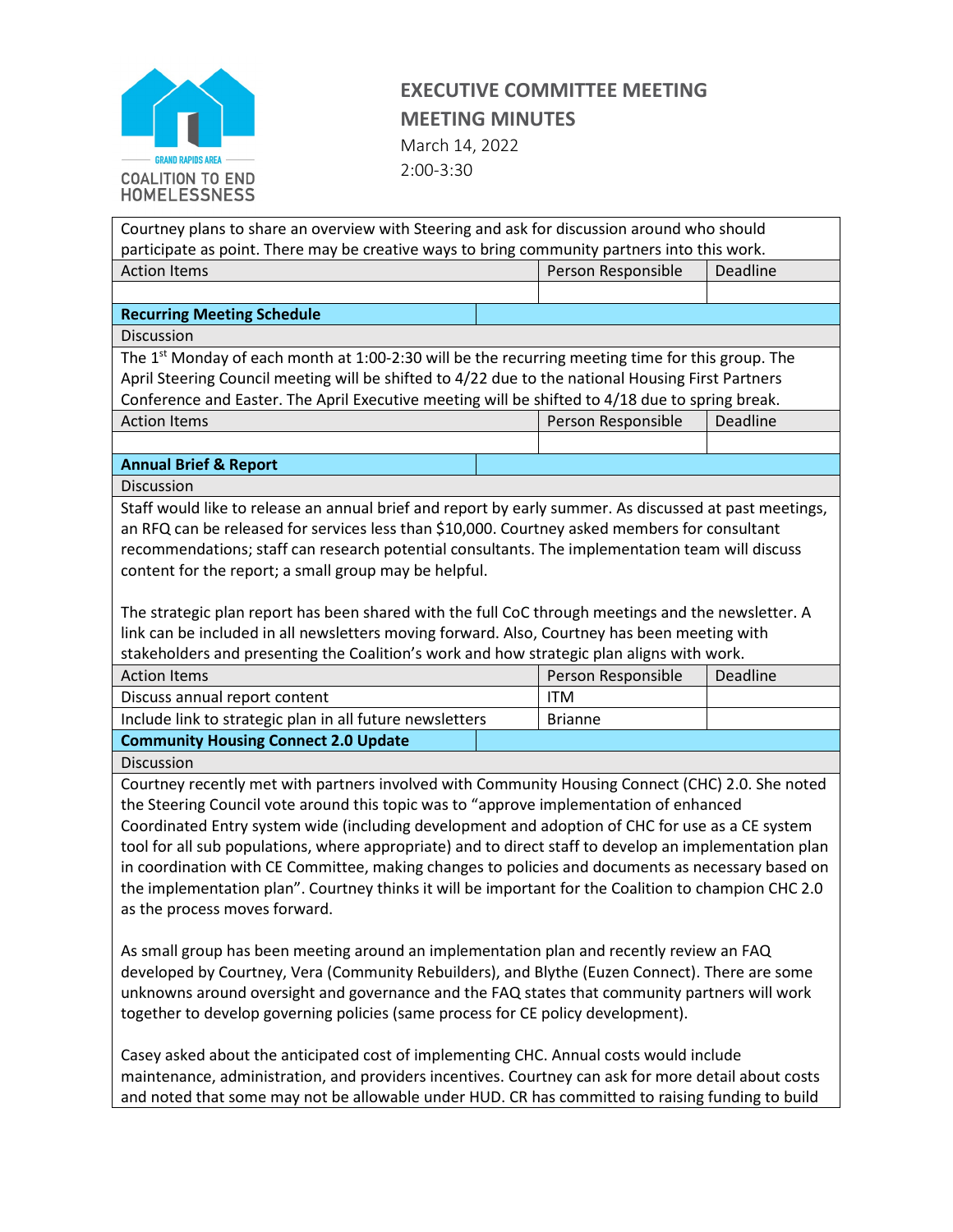# EXECUTIVE COMMITTEE MEETING

## MEETING MINUTES

March 14, 2022

2:00-3:30

Courtney plans to share an overview with Steering and ask for discussion around who should participate as point. There may be creative ways to bring community partners into this work.

| Action Items | Person Responsible | Deadline |
|---|---|---|
| | | |

**Recurring Meeting Schedule**

Discussion

The 1st Monday of each month at 1:00-2:30 will be the recurring meeting time for this group. The April Steering Council meeting will be shifted to 4/22 due to the national Housing First Partners Conference and Easter. The April Executive meeting will be shifted to 4/18 due to spring break.

| Action Items | Person Responsible | Deadline |
|---|---|---|
| | | |

**Annual Brief & Report**

Discussion

Staff would like to release an annual brief and report by early summer. As discussed at past meetings, an RFQ can be released for services less than $10,000. Courtney asked members for consultant recommendations; staff can research potential consultants. The implementation team will discuss content for the report; a small group may be helpful.

The strategic plan report has been shared with the full CoC through meetings and the newsletter. A link can be included in all newsletters moving forward. Also, Courtney has been meeting with stakeholders and presenting the Coalition's work and how strategic plan aligns with work.

| Action Items | Person Responsible | Deadline |
|---|---|---|
| Discuss annual report content | ITM | |
| Include link to strategic plan in all future newsletters | Brianne | |

**Community Housing Connect 2.0 Update**

Discussion

Courtney recently met with partners involved with Community Housing Connect (CHC) 2.0. She noted the Steering Council vote around this topic was to "approve implementation of enhanced Coordinated Entry system wide (including development and adoption of CHC for use as a CE system tool for all sub populations, where appropriate) and to direct staff to develop an implementation plan in coordination with CE Committee, making changes to policies and documents as necessary based on the implementation plan". Courtney thinks it will be important for the Coalition to champion CHC 2.0 as the process moves forward.

As small group has been meeting around an implementation plan and recently review an FAQ developed by Courtney, Vera (Community Rebuilders), and Blythe (Euzen Connect). There are some unknowns around oversight and governance and the FAQ states that community partners will work together to develop governing policies (same process for CE policy development).

Casey asked about the anticipated cost of implementing CHC. Annual costs would include maintenance, administration, and providers incentives. Courtney can ask for more detail about costs and noted that some may not be allowable under HUD. CR has committed to raising funding to build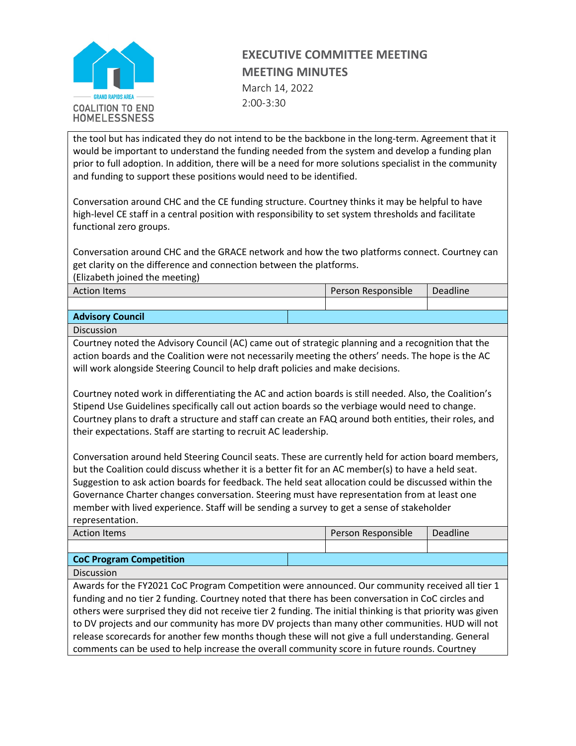the tool but has indicated they do not intend to be the backbone in the long-term. Agreement that it would be important to understand the funding needed from the system and develop a funding plan prior to full adoption. In addition, there will be a need for more solutions specialist in the community and funding to support these positions would need to be identified.

Conversation around CHC and the CE funding structure. Courtney thinks it may be helpful to have high-level CE staff in a central position with responsibility to set system thresholds and facilitate functional zero groups.

Conversation around CHC and the GRACE network and how the two platforms connect. Courtney can get clarity on the difference and connection between the platforms.
(Elizabeth joined the meeting)

| Action Items | Person Responsible | Deadline |
|---|---|---|
| | | |

## Advisory Council

**Discussion**

Courtney noted the Advisory Council (AC) came out of strategic planning and a recognition that the action boards and the Coalition were not necessarily meeting the others' needs. The hope is the AC will work alongside Steering Council to help draft policies and make decisions.

Courtney noted work in differentiating the AC and action boards is still needed. Also, the Coalition's Stipend Use Guidelines specifically call out action boards so the verbiage would need to change. Courtney plans to draft a structure and staff can create an FAQ around both entities, their roles, and their expectations. Staff are starting to recruit AC leadership.

Conversation around held Steering Council seats. These are currently held for action board members, but the Coalition could discuss whether it is a better fit for an AC member(s) to have a held seat. Suggestion to ask action boards for feedback. The held seat allocation could be discussed within the Governance Charter changes conversation. Steering must have representation from at least one member with lived experience. Staff will be sending a survey to get a sense of stakeholder representation.

| Action Items | Person Responsible | Deadline |
|---|---|---|
| | | |

## CoC Program Competition

**Discussion**

Awards for the FY2021 CoC Program Competition were announced. Our community received all tier 1 funding and no tier 2 funding. Courtney noted that there has been conversation in CoC circles and others were surprised they did not receive tier 2 funding. The initial thinking is that priority was given to DV projects and our community has more DV projects than many other communities. HUD will not release scorecards for another few months though these will not give a full understanding. General comments can be used to help increase the overall community score in future rounds. Courtney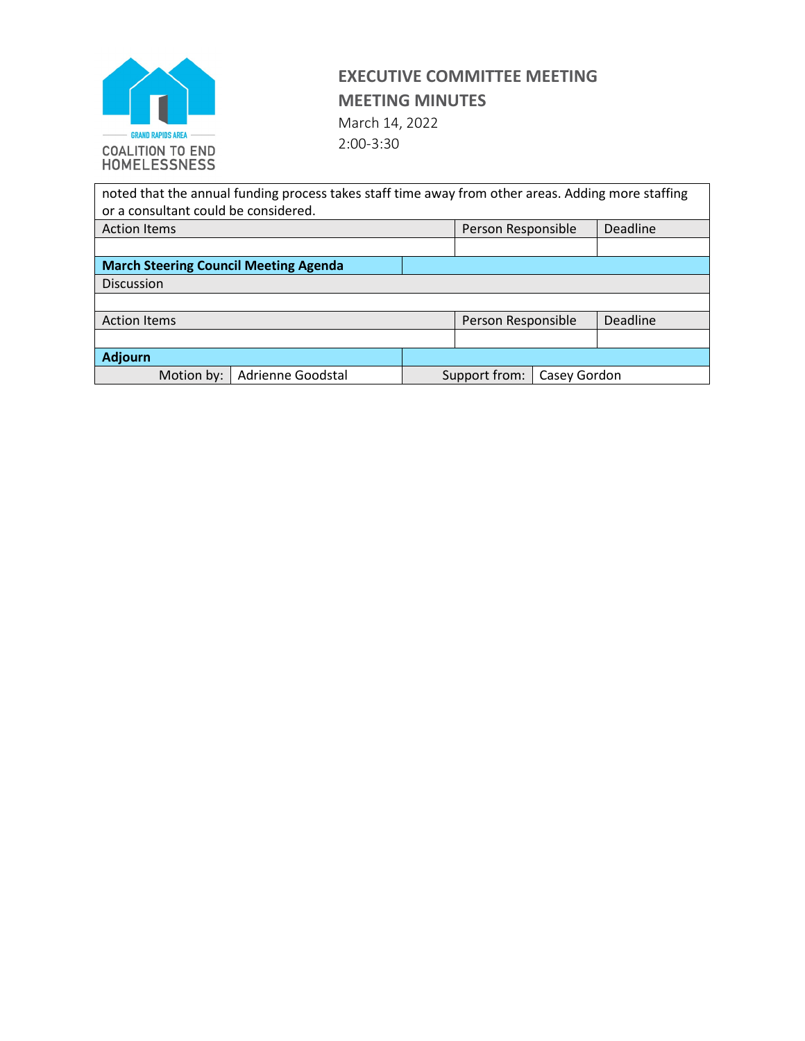# EXECUTIVE COMMITTEE MEETING
# MEETING MINUTES

March 14, 2022
2:00-3:30

| | | |
|---|---|---|
| noted that the annual funding process takes staff time away from other areas. Adding more staffing or a consultant could be considered. | | |
| Action Items | Person Responsible | Deadline |
| | | |

**March Steering Council Meeting Agenda**

| | | |
|---|---|---|
| Discussion | | |
| | | |
| Action Items | Person Responsible | Deadline |
| | | |

**Adjourn**

| | | | |
|---|---|---|---|
| Motion by: | Adrienne Goodstal | Support from: | Casey Gordon |